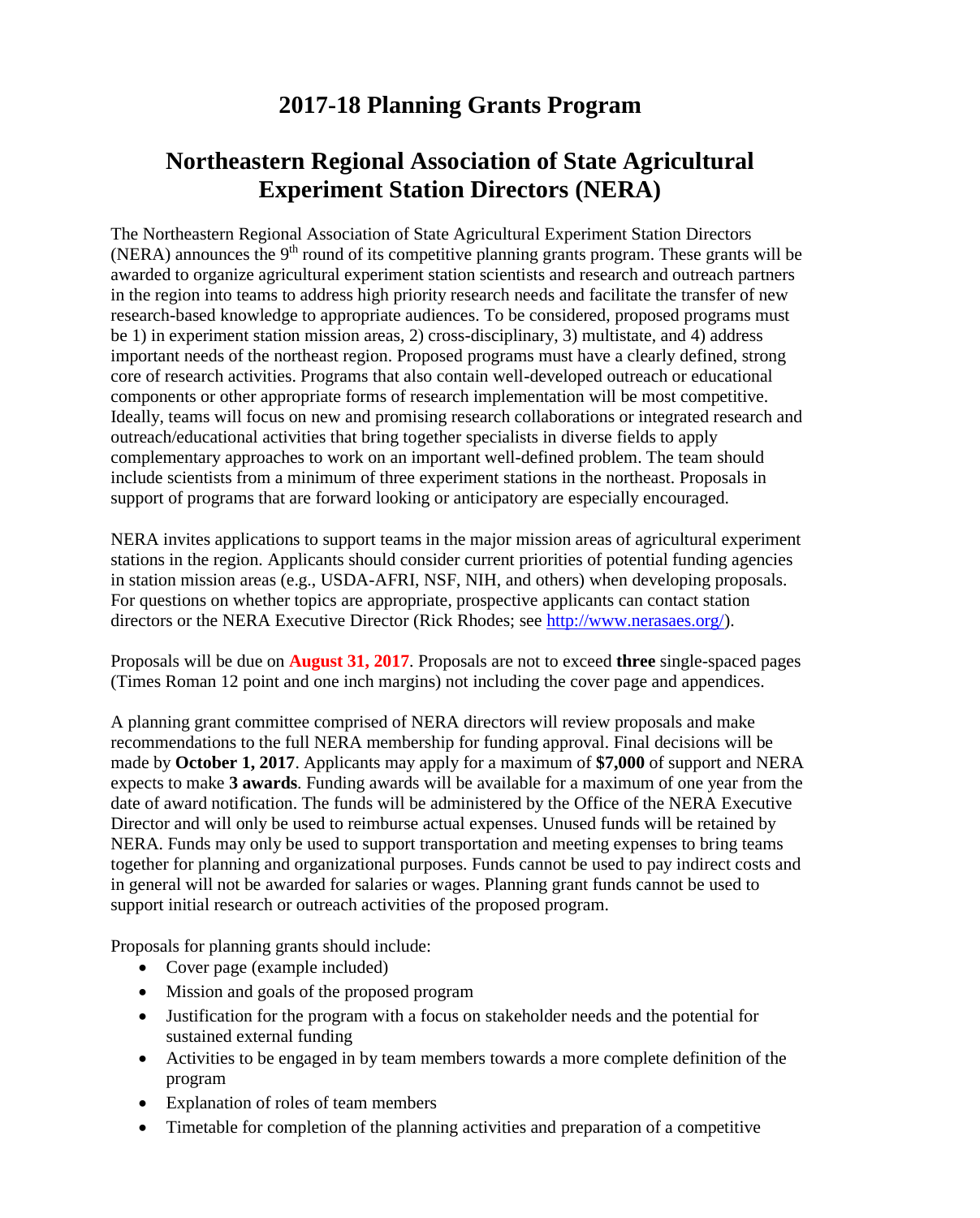# 2017-18 Planning Grants Program

# Northeastern Regional Association of State Agricultural Experiment Station Directors (NERA)

The Northeastern Regional Association of State Agricultural Experiment Station Directors (NERA) announces the 9th round of its competitive planning grants program. These grants will be awarded to organize agricultural experiment station scientists and research and outreach partners in the region into teams to address high priority research needs and facilitate the transfer of new research-based knowledge to appropriate audiences. To be considered, proposed programs must be 1) in experiment station mission areas, 2) cross-disciplinary, 3) multistate, and 4) address important needs of the northeast region. Proposed programs must have a clearly defined, strong core of research activities. Programs that also contain well-developed outreach or educational components or other appropriate forms of research implementation will be most competitive. Ideally, teams will focus on new and promising research collaborations or integrated research and outreach/educational activities that bring together specialists in diverse fields to apply complementary approaches to work on an important well-defined problem. The team should include scientists from a minimum of three experiment stations in the northeast. Proposals in support of programs that are forward looking or anticipatory are especially encouraged.

NERA invites applications to support teams in the major mission areas of agricultural experiment stations in the region. Applicants should consider current priorities of potential funding agencies in station mission areas (e.g., USDA-AFRI, NSF, NIH, and others) when developing proposals. For questions on whether topics are appropriate, prospective applicants can contact station directors or the NERA Executive Director (Rick Rhodes; see http://www.nerasaes.org/).

Proposals will be due on **August 31, 2017**. Proposals are not to exceed **three** single-spaced pages (Times Roman 12 point and one inch margins) not including the cover page and appendices.

A planning grant committee comprised of NERA directors will review proposals and make recommendations to the full NERA membership for funding approval. Final decisions will be made by **October 1, 2017**. Applicants may apply for a maximum of **$7,000** of support and NERA expects to make **3 awards**. Funding awards will be available for a maximum of one year from the date of award notification. The funds will be administered by the Office of the NERA Executive Director and will only be used to reimburse actual expenses. Unused funds will be retained by NERA. Funds may only be used to support transportation and meeting expenses to bring teams together for planning and organizational purposes. Funds cannot be used to pay indirect costs and in general will not be awarded for salaries or wages. Planning grant funds cannot be used to support initial research or outreach activities of the proposed program.

Proposals for planning grants should include:

- Cover page (example included)
- Mission and goals of the proposed program
- Justification for the program with a focus on stakeholder needs and the potential for sustained external funding
- Activities to be engaged in by team members towards a more complete definition of the program
- Explanation of roles of team members
- Timetable for completion of the planning activities and preparation of a competitive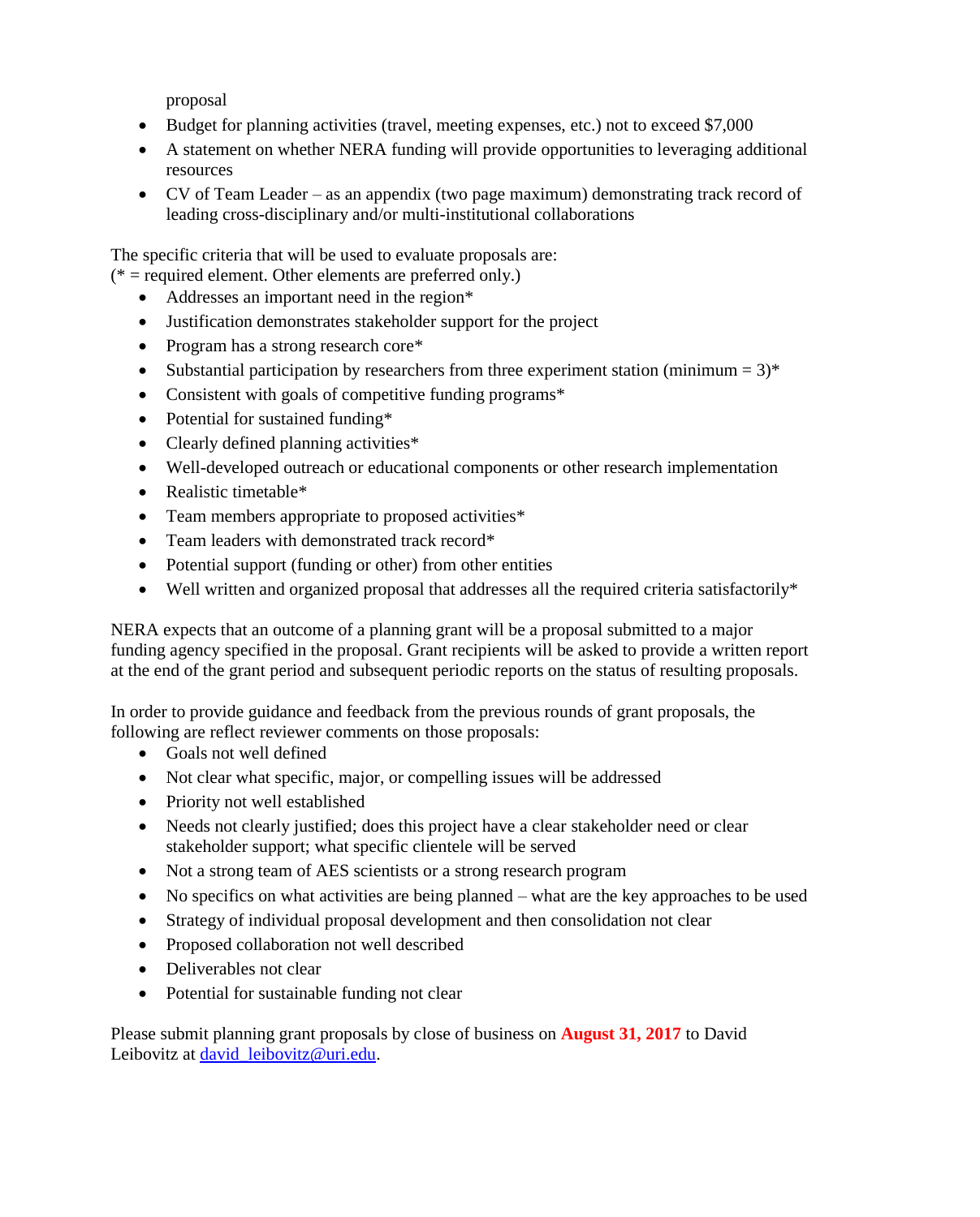proposal

- Budget for planning activities (travel, meeting expenses, etc.) not to exceed $7,000
- A statement on whether NERA funding will provide opportunities to leveraging additional resources
- CV of Team Leader – as an appendix (two page maximum) demonstrating track record of leading cross-disciplinary and/or multi-institutional collaborations

The specific criteria that will be used to evaluate proposals are:
(* = required element. Other elements are preferred only.)

- Addresses an important need in the region*
- Justification demonstrates stakeholder support for the project
- Program has a strong research core*
- Substantial participation by researchers from three experiment station (minimum = 3)*
- Consistent with goals of competitive funding programs*
- Potential for sustained funding*
- Clearly defined planning activities*
- Well-developed outreach or educational components or other research implementation
- Realistic timetable*
- Team members appropriate to proposed activities*
- Team leaders with demonstrated track record*
- Potential support (funding or other) from other entities
- Well written and organized proposal that addresses all the required criteria satisfactorily*

NERA expects that an outcome of a planning grant will be a proposal submitted to a major funding agency specified in the proposal. Grant recipients will be asked to provide a written report at the end of the grant period and subsequent periodic reports on the status of resulting proposals.

In order to provide guidance and feedback from the previous rounds of grant proposals, the following are reflect reviewer comments on those proposals:

- Goals not well defined
- Not clear what specific, major, or compelling issues will be addressed
- Priority not well established
- Needs not clearly justified; does this project have a clear stakeholder need or clear stakeholder support; what specific clientele will be served
- Not a strong team of AES scientists or a strong research program
- No specifics on what activities are being planned – what are the key approaches to be used
- Strategy of individual proposal development and then consolidation not clear
- Proposed collaboration not well described
- Deliverables not clear
- Potential for sustainable funding not clear

Please submit planning grant proposals by close of business on **August 31, 2017** to David Leibovitz at [david_leibovitz@uri.edu](mailto:david_leibovitz@uri.edu).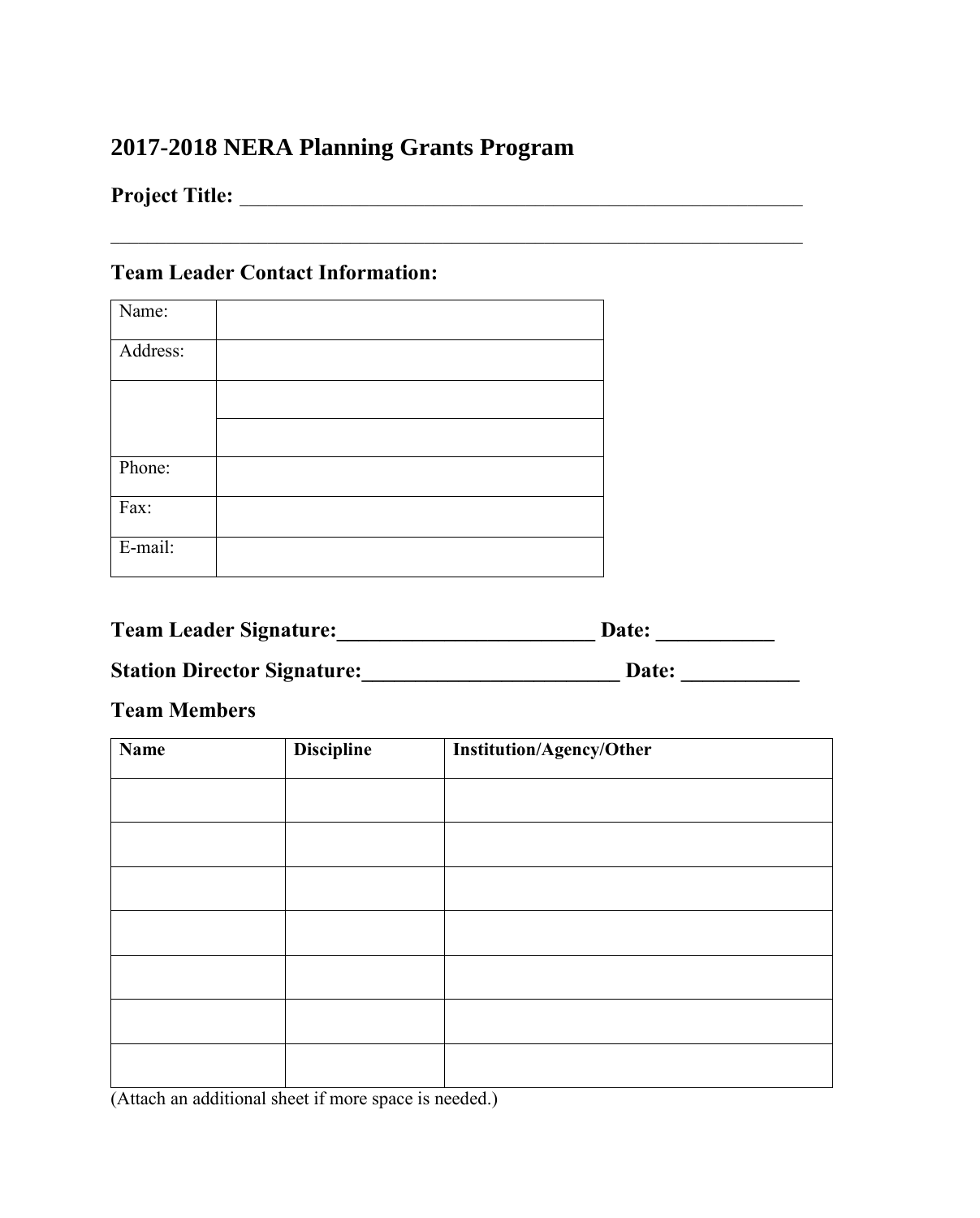## 2017-2018 NERA Planning Grants Program

**Project Title:** \_\_\_\_\_\_\_\_\_\_\_\_\_\_\_\_\_\_\_\_\_\_\_\_\_\_\_\_\_\_\_\_\_\_\_\_\_\_\_\_\_\_\_\_\_\_\_\_\_\_\_\_\_\_

\_\_\_\_\_\_\_\_\_\_\_\_\_\_\_\_\_\_\_\_\_\_\_\_\_\_\_\_\_\_\_\_\_\_\_\_\_\_\_\_\_\_\_\_\_\_\_\_\_\_\_\_\_\_\_\_\_\_\_\_\_\_\_\_

### Team Leader Contact Information:

| | |
|---|---|
| Name: | |
| Address: | |
| | |
| | |
| Phone: | |
| Fax: | |
| E-mail: | |

**Team Leader Signature:\_\_\_\_\_\_\_\_\_\_\_\_\_\_\_\_\_\_\_\_\_\_\_\_ Date: \_\_\_\_\_\_\_\_\_\_\_**

**Station Director Signature:\_\_\_\_\_\_\_\_\_\_\_\_\_\_\_\_\_\_\_\_\_\_\_\_ Date: \_\_\_\_\_\_\_\_\_\_\_**

### Team Members

| **Name** | **Discipline** | **Institution/Agency/Other** |
|---|---|---|
| | | |
| | | |
| | | |
| | | |
| | | |
| | | |
| | | |

(Attach an additional sheet if more space is needed.)